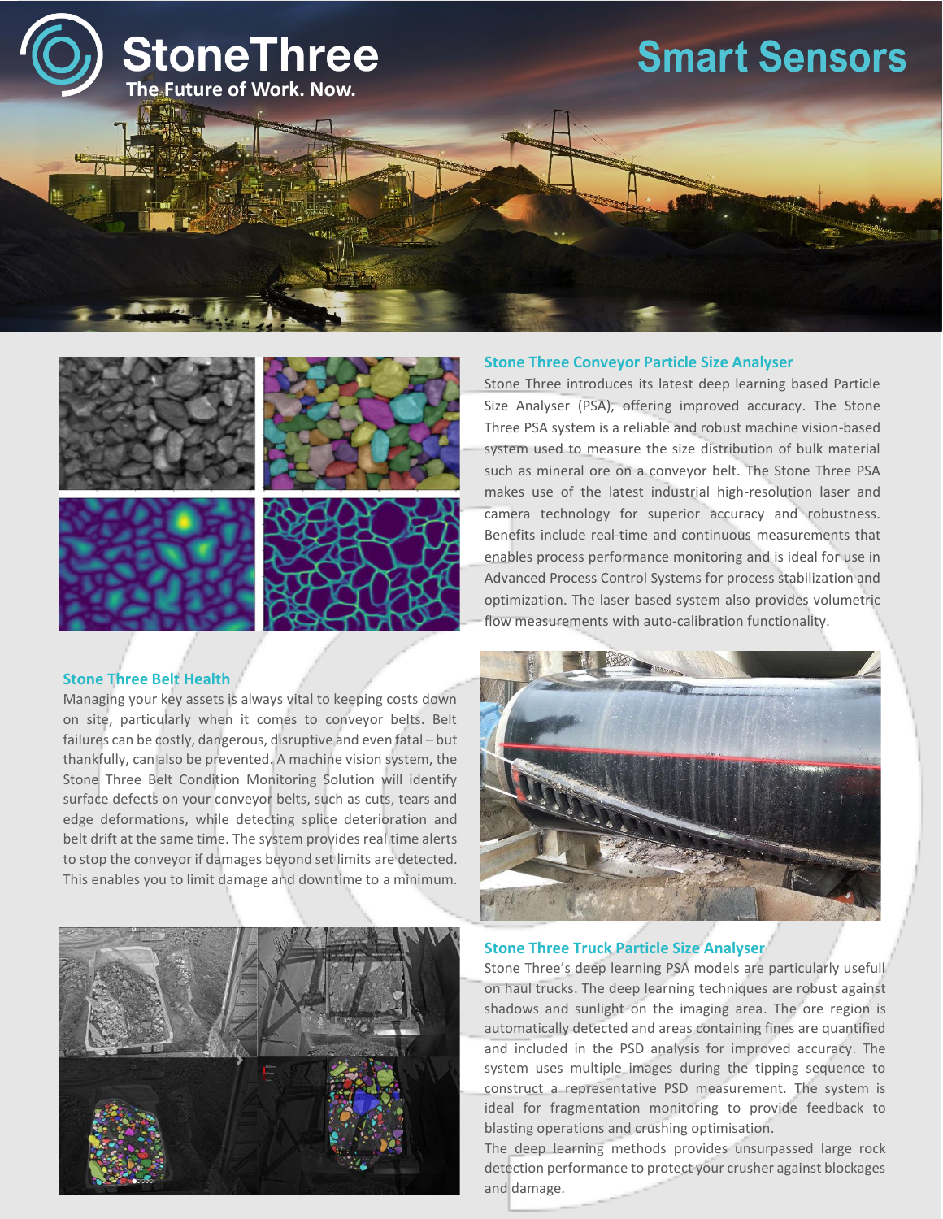# StoneThree

The Future of Work. Now.

# Smart Sensors

## Stone Three Conveyor Particle Size Analyser

Stone Three introduces its latest deep learning based Particle Size Analyser (PSA), offering improved accuracy. The Stone Three PSA system is a reliable and robust machine vision-based system used to measure the size distribution of bulk material such as mineral ore on a conveyor belt. The Stone Three PSA makes use of the latest industrial high-resolution laser and camera technology for superior accuracy and robustness. Benefits include real-time and continuous measurements that enables process performance monitoring and is ideal for use in Advanced Process Control Systems for process stabilization and optimization. The laser based system also provides volumetric flow measurements with auto-calibration functionality.

## Stone Three Belt Health

Managing your key assets is always vital to keeping costs down on site, particularly when it comes to conveyor belts. Belt failures can be costly, dangerous, disruptive and even fatal – but thankfully, can also be prevented. A machine vision system, the Stone Three Belt Condition Monitoring Solution will identify surface defects on your conveyor belts, such as cuts, tears and edge deformations, while detecting splice deterioration and belt drift at the same time. The system provides real time alerts to stop the conveyor if damages beyond set limits are detected. This enables you to limit damage and downtime to a minimum.

## Stone Three Truck Particle Size Analyser

Stone Three's deep learning PSA models are particularly usefull on haul trucks. The deep learning techniques are robust against shadows and sunlight on the imaging area. The ore region is automatically detected and areas containing fines are quantified and included in the PSD analysis for improved accuracy. The system uses multiple images during the tipping sequence to construct a representative PSD measurement. The system is ideal for fragmentation monitoring to provide feedback to blasting operations and crushing optimisation.

The deep learning methods provides unsurpassed large rock detection performance to protect your crusher against blockages and damage.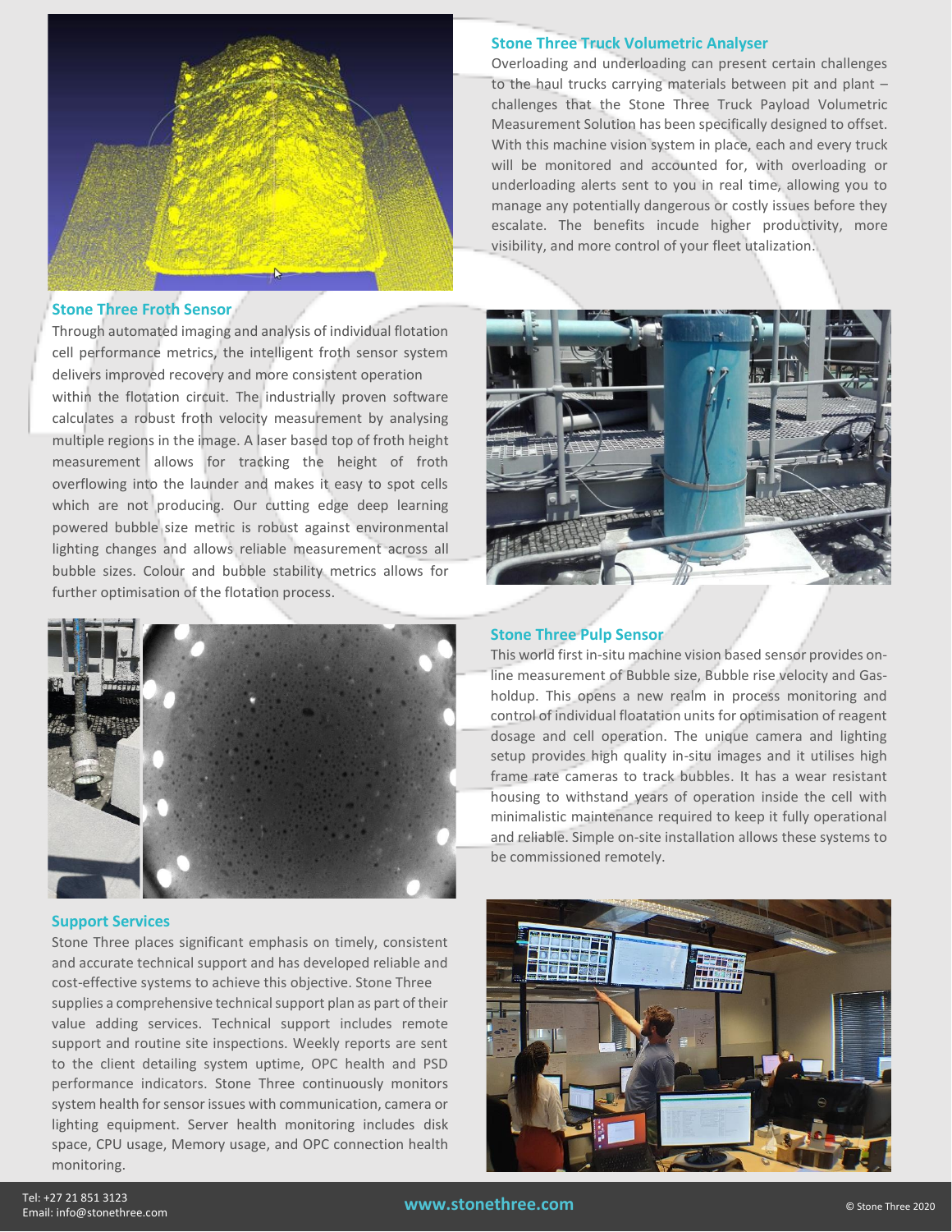## Stone Three Truck Volumetric Analyser

Overloading and underloading can present certain challenges to the haul trucks carrying materials between pit and plant – challenges that the Stone Three Truck Payload Volumetric Measurement Solution has been specifically designed to offset. With this machine vision system in place, each and every truck will be monitored and accounted for, with overloading or underloading alerts sent to you in real time, allowing you to manage any potentially dangerous or costly issues before they escalate. The benefits incude higher productivity, more visibility, and more control of your fleet utalization.

## Stone Three Froth Sensor

Through automated imaging and analysis of individual flotation cell performance metrics, the intelligent froth sensor system delivers improved recovery and more consistent operation within the flotation circuit. The industrially proven software calculates a robust froth velocity measurement by analysing multiple regions in the image. A laser based top of froth height measurement allows for tracking the height of froth overflowing into the launder and makes it easy to spot cells which are not producing. Our cutting edge deep learning powered bubble size metric is robust against environmental lighting changes and allows reliable measurement across all bubble sizes. Colour and bubble stability metrics allows for further optimisation of the flotation process.

## Stone Three Pulp Sensor

This world first in-situ machine vision based sensor provides on-line measurement of Bubble size, Bubble rise velocity and Gas-holdup. This opens a new realm in process monitoring and control of individual floatation units for optimisation of reagent dosage and cell operation. The unique camera and lighting setup provides high quality in-situ images and it utilises high frame rate cameras to track bubbles. It has a wear resistant housing to withstand years of operation inside the cell with minimalistic maintenance required to keep it fully operational and reliable. Simple on-site installation allows these systems to be commissioned remotely.

## Support Services

Stone Three places significant emphasis on timely, consistent and accurate technical support and has developed reliable and cost-effective systems to achieve this objective. Stone Three supplies a comprehensive technical support plan as part of their value adding services. Technical support includes remote support and routine site inspections. Weekly reports are sent to the client detailing system uptime, OPC health and PSD performance indicators. Stone Three continuously monitors system health for sensor issues with communication, camera or lighting equipment. Server health monitoring includes disk space, CPU usage, Memory usage, and OPC connection health monitoring.

Tel: +27 21 851 3123
Email: info@stonethree.com

www.stonethree.com

© Stone Three 2020